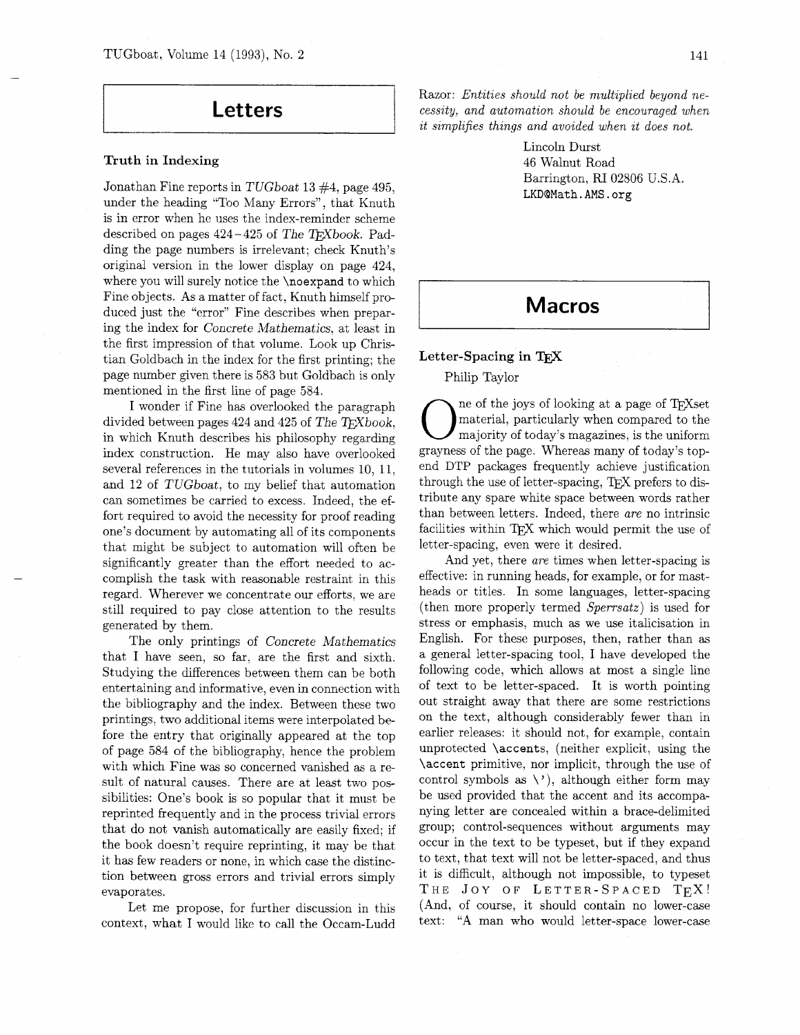# Letters

### Truth in Indexing

Jonathan Fine reports in *TUGboat* 13 #4, page 495, under the heading "Too Many Errors", that Knuth is in error when he uses the index-reminder scheme described on pages 424–425 of *The TEXbook*. Padding the page numbers is irrelevant; check Knuth's original version in the lower display on page 424, where you will surely notice the `\noexpand` to which Fine objects. As a matter of fact, Knuth himself produced just the "error" Fine describes when preparing the index for *Concrete Mathematics*, at least in the first impression of that volume. Look up Christian Goldbach in the index for the first printing; the page number given there is 583 but Goldbach is only mentioned in the first line of page 584.

I wonder if Fine has overlooked the paragraph divided between pages 424 and 425 of *The TEXbook*, in which Knuth describes his philosophy regarding index construction. He may also have overlooked several references in the tutorials in volumes 10, 11, and 12 of *TUGboat*, to my belief that automation can sometimes be carried to excess. Indeed, the effort required to avoid the necessity for proof reading one's document by automating all of its components that might be subject to automation will often be significantly greater than the effort needed to accomplish the task with reasonable restraint in this regard. Wherever we concentrate our efforts, we are still required to pay close attention to the results generated by them.

The only printings of *Concrete Mathematics* that I have seen, so far, are the first and sixth. Studying the differences between them can be both entertaining and informative, even in connection with the bibliography and the index. Between these two printings, two additional items were interpolated before the entry that originally appeared at the top of page 584 of the bibliography, hence the problem with which Fine was so concerned vanished as a result of natural causes. There are at least two possibilities: One's book is so popular that it must be reprinted frequently and in the process trivial errors that do not vanish automatically are easily fixed; if the book doesn't require reprinting, it may be that it has few readers or none, in which case the distinction between gross errors and trivial errors simply evaporates.

Let me propose, for further discussion in this context, what I would like to call the Occam-Ludd Razor: *Entities should not be multiplied beyond necessity, and automation should be encouraged when it simplifies things and avoided when it does not.*

Lincoln Durst
46 Walnut Road
Barrington, RI 02806 U.S.A.
`LKD@Math.AMS.org`

# Macros

### Letter-Spacing in TEX

Philip Taylor

One of the joys of looking at a page of TEXset material, particularly when compared to the majority of today's magazines, is the uniform grayness of the page. Whereas many of today's top-end DTP packages frequently achieve justification through the use of letter-spacing, TEX prefers to distribute any spare white space between words rather than between letters. Indeed, there *are* no intrinsic facilities within TEX which would permit the use of letter-spacing, even were it desired.

And yet, there *are* times when letter-spacing is effective: in running heads, for example, or for mastheads or titles. In some languages, letter-spacing (then more properly termed *Sperrsatz*) is used for stress or emphasis, much as we use italicisation in English. For these purposes, then, rather than as a general letter-spacing tool, I have developed the following code, which allows at most a single line of text to be letter-spaced. It is worth pointing out straight away that there are some restrictions on the text, although considerably fewer than in earlier releases: it should not, for example, contain unprotected `\accent`s, (neither explicit, using the `\accent` primitive, nor implicit, through the use of control symbols as `\'`), although either form may be used provided that the accent and its accompanying letter are concealed within a brace-delimited group; control-sequences without arguments may occur in the text to be typeset, but if they expand to text, that text will not be letter-spaced, and thus it is difficult, although not impossible, to typeset T H E  J O Y  O F  L E T T E R - S P A C E D  T<sub></sub>E X ! (And, of course, it should contain no lower-case text: "A man who would letter-space lower-case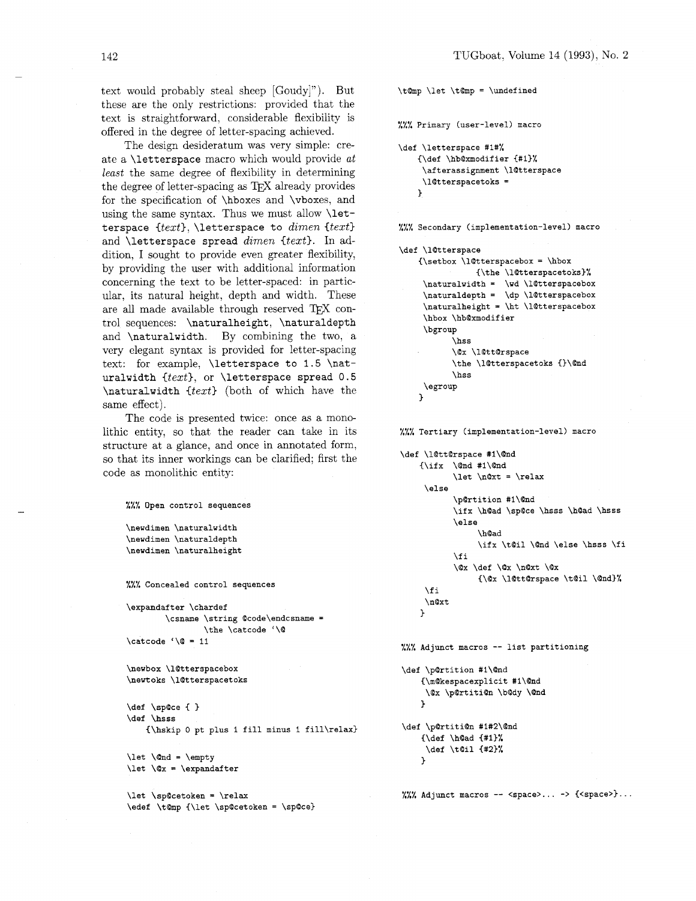text would probably steal sheep [Goudy]"). But these are the only restrictions: provided that the text is straightforward, considerable flexibility is offered in the degree of letter-spacing achieved.

The design desideratum was very simple: create a `\letterspace` macro which would provide *at least* the same degree of flexibility in determining the degree of letter-spacing as TeX already provides for the specification of `\hbox`es and `\vbox`es, and using the same syntax. Thus we must allow `\letterspace` *{text}*, `\letterspace to` *dimen {text}* and `\letterspace spread` *dimen {text}*. In addition, I sought to provide even greater flexibility, by providing the user with additional information concerning the text to be letter-spaced: in particular, its natural height, depth and width. These are all made available through reserved TeX control sequences: `\naturalheight`, `\naturaldepth` and `\naturalwidth`. By combining the two, a very elegant syntax is provided for letter-spacing text: for example, `\letterspace to 1.5 \naturalwidth` *{text}*, or `\letterspace spread 0.5 \naturalwidth` *{text}* (both of which have the same effect).

The code is presented twice: once as a monolithic entity, so that the reader can take in its structure at a glance, and once in annotated form, so that its inner workings can be clarified; first the code as monolithic entity:

```
%%% Open control sequences

\newdimen \naturalwidth
\newdimen \naturaldepth
\newdimen \naturalheight


%%% Concealed control sequences

\expandafter \chardef
        \csname \string @code\endcsname =
                \the \catcode `\@
\catcode `\@ = 11


\newbox \l@tterspacebox
\newtoks \l@tterspacetoks


\def \sp@ce { }
\def \hsss
    {\hskip 0 pt plus 1 fill minus 1 fill\relax}


\let \@nd = \empty
\let \@x = \expandafter


\let \sp@cetoken = \relax
\edef \t@mp {\let \sp@cetoken = \sp@ce}
\t@mp \let \t@mp = \undefined


%%% Primary (user-level) macro

\def \letterspace #1#%
    {\def \hb@xmodifier {#1}%
     \afterassignment \l@tterspace
     \l@tterspacetoks =
    }


%%% Secondary (implementation-level) macro

\def \l@tterspace
    {\setbox \l@tterspacebox = \hbox
                {\the \l@tterspacetoks}%
     \naturalwidth =  \wd \l@tterspacebox
     \naturaldepth =  \dp \l@tterspacebox
     \naturalheight = \ht \l@tterspacebox
     \hbox \hb@xmodifier
     \bgroup
           \hss
           \@x \l@tt@rspace
           \the \l@tterspacetoks {}\@nd
           \hss
     \egroup
    }


%%% Tertiary (implementation-level) macro

\def \l@tt@rspace #1\@nd
    {\ifx  \@nd #1\@nd
           \let \n@xt = \relax
     \else
           \p@rtition #1\@nd
           \ifx \h@ad \sp@ce \hsss \h@ad \hsss
           \else
                \h@ad
                \ifx \t@il \@nd \else \hsss \fi
           \fi
           \@x \def \@x \n@xt \@x
                {\@x \l@tt@rspace \t@il \@nd}%
     \fi
     \n@xt
    }


%%% Adjunct macros -- list partitioning

\def \p@rtition #1\@nd
    {\m@kespacexplicit #1\@nd
     \@x \p@rtiti@n \b@dy \@nd
    }

\def \p@rtiti@n #1#2\@nd
    {\def \h@ad {#1}%
     \def \t@il {#2}%
    }


%%% Adjunct macros -- <space>... -> {<space>}...
```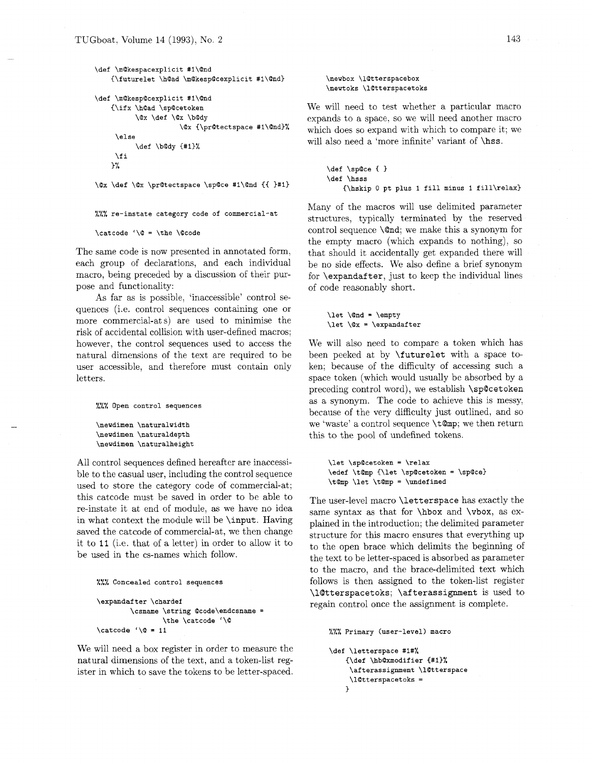```
\def \m@kespacexplicit #1\@nd
    {\futurelet \h@ad \m@kesp@cexplicit #1\@nd}

\def \m@kesp@cexplicit #1\@nd
    {\ifx \h@ad \sp@cetoken
          \@x \def \@x \b@dy
                    \@x {\pr@tectspace #1\@nd}%
     \else
          \def \b@dy {#1}%
     \fi
    }%

\@x \def \@x \pr@tectspace \sp@ce #1\@nd {{ }#1}


%%% re-instate category code of commercial-at

\catcode `\@ = \the \@code
```

The same code is now presented in annotated form, each group of declarations, and each individual macro, being preceded by a discussion of their purpose and functionality:

As far as is possible, 'inaccessible' control sequences (i.e. control sequences containing one or more commercial-ats) are used to minimise the risk of accidental collision with user-defined macros; however, the control sequences used to access the natural dimensions of the text are required to be user accessible, and therefore must contain only letters.

```
%%% Open control sequences

\newdimen \naturalwidth
\newdimen \naturaldepth
\newdimen \naturalheight
```

All control sequences defined hereafter are inaccessible to the casual user, including the control sequence used to store the category code of commercial-at; this catcode must be saved in order to be able to re-instate it at end of module, as we have no idea in what context the module will be `\input`. Having saved the catcode of commercial-at, we then change it to `11` (i.e. that of a letter) in order to allow it to be used in the cs-names which follow.

```
%%% Concealed control sequences

\expandafter \chardef
        \csname \string @code\endcsname =
                \the \catcode `\@
\catcode `\@ = 11
```

We will need a box register in order to measure the natural dimensions of the text, and a token-list register in which to save the tokens to be letter-spaced.

```
\newbox \l@tterspacebox
\newtoks \l@tterspacetoks
```

We will need to test whether a particular macro expands to a space, so we will need another macro which does so expand with which to compare it; we will also need a 'more infinite' variant of `\hss`.

```
\def \sp@ce { }
\def \hsss
    {\hskip 0 pt plus 1 fill minus 1 fill\relax}
```

Many of the macros will use delimited parameter structures, typically terminated by the reserved control sequence `\@nd`; we make this a synonym for the empty macro (which expands to nothing), so that should it accidentally get expanded there will be no side effects. We also define a brief synonym for `\expandafter`, just to keep the individual lines of code reasonably short.

```
\let \@nd = \empty
\let \@x = \expandafter
```

We will also need to compare a token which has been peeked at by `\futurelet` with a space token; because of the difficulty of accessing such a space token (which would usually be absorbed by a preceding control word), we establish `\sp@cetoken` as a synonym. The code to achieve this is messy, because of the very difficulty just outlined, and so we 'waste' a control sequence `\t@mp`; we then return this to the pool of undefined tokens.

```
\let \sp@cetoken = \relax
\edef \t@mp {\let \sp@cetoken = \sp@ce}
\t@mp \let \t@mp = \undefined
```

The user-level macro `\letterspace` has exactly the same syntax as that for `\hbox` and `\vbox`, as explained in the introduction; the delimited parameter structure for this macro ensures that everything up to the open brace which delimits the beginning of the text to be letter-spaced is absorbed as parameter to the macro, and the brace-delimited text which follows is then assigned to the token-list register `\l@tterspacetoks`; `\afterassignment` is used to regain control once the assignment is complete.

```
%%% Primary (user-level) macro

\def \letterspace #1#%
    {\def \hb@xmodifier {#1}%
     \afterassignment \l@tterspace
     \l@tterspacetoks =
    }
```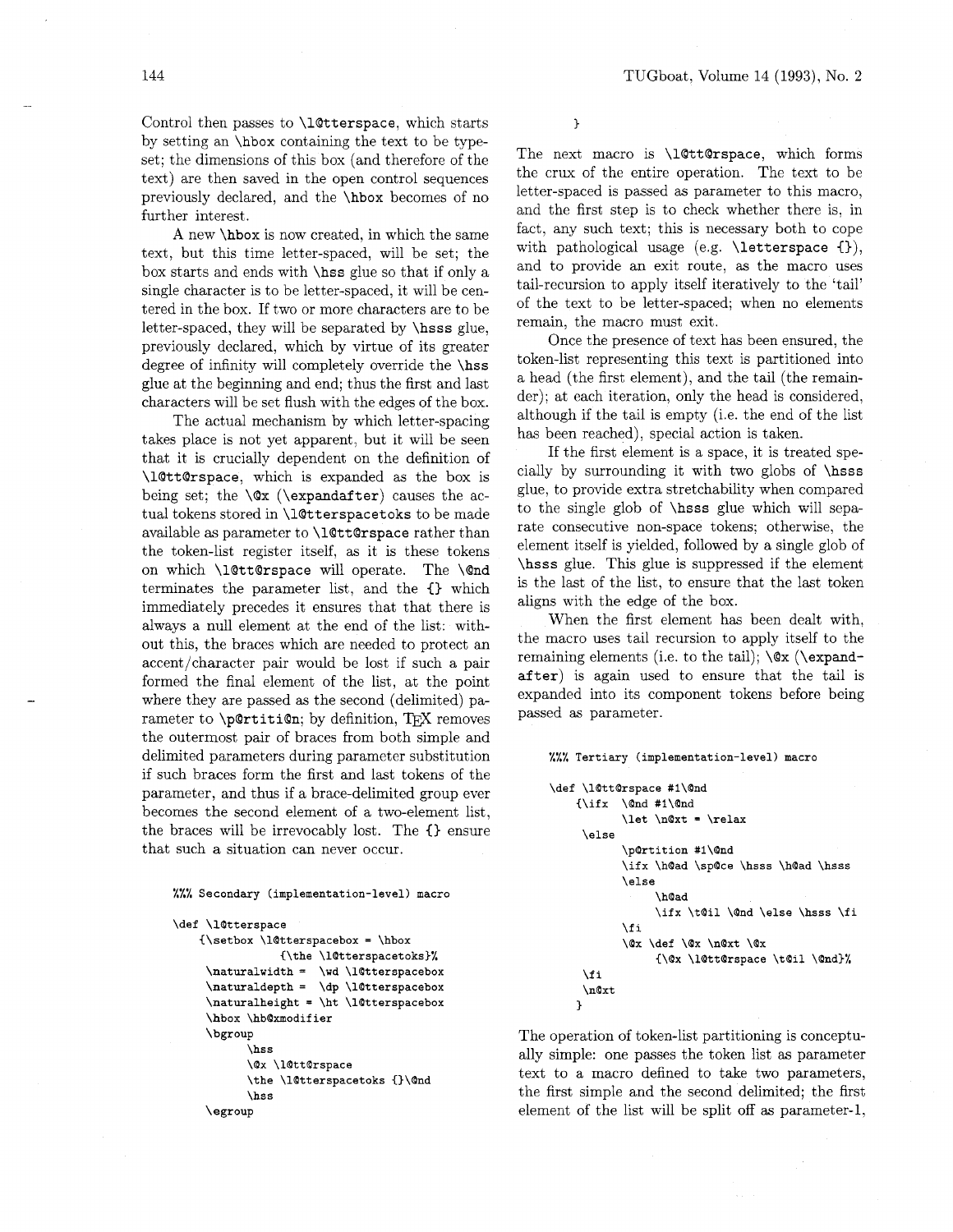Control then passes to `\l@tterspace`, which starts by setting an `\hbox` containing the text to be typeset; the dimensions of this box (and therefore of the text) are then saved in the open control sequences previously declared, and the `\hbox` becomes of no further interest.

A new `\hbox` is now created, in which the same text, but this time letter-spaced, will be set; the box starts and ends with `\hss` glue so that if only a single character is to be letter-spaced, it will be centered in the box. If two or more characters are to be letter-spaced, they will be separated by `\hsss` glue, previously declared, which by virtue of its greater degree of infinity will completely override the `\hss` glue at the beginning and end; thus the first and last characters will be set flush with the edges of the box.

The actual mechanism by which letter-spacing takes place is not yet apparent, but it will be seen that it is crucially dependent on the definition of `\l@tt@rspace`, which is expanded as the box is being set; the `\@x` (`\expandafter`) causes the actual tokens stored in `\l@tterspacetoks` to be made available as parameter to `\l@tt@rspace` rather than the token-list register itself, as it is these tokens on which `\l@tt@rspace` will operate. The `\@nd` terminates the parameter list, and the `{}` which immediately precedes it ensures that that there is always a null element at the end of the list: without this, the braces which are needed to protect an accent/character pair would be lost if such a pair formed the final element of the list, at the point where they are passed as the second (delimited) parameter to `\p@rtiti@n`; by definition, TeX removes the outermost pair of braces from both simple and delimited parameters during parameter substitution if such braces form the first and last tokens of the parameter, and thus if a brace-delimited group ever becomes the second element of a two-element list, the braces will be irrevocably lost. The `{}` ensure that such a situation can never occur.

```
%%% Secondary (implementation-level) macro

\def \l@tterspace
    {\setbox \l@tterspacebox = \hbox
              {\the \l@tterspacetoks}%
     \naturalwidth = \wd \l@tterspacebox
     \naturaldepth = \dp \l@tterspacebox
     \naturalheight = \ht \l@tterspacebox
     \hbox \hb@xmodifier
     \bgroup
          \hss
          \@x \l@tt@rspace
          \the \l@tterspacetoks {}\@nd
          \hss
     \egroup
    }
```

The next macro is `\l@tt@rspace`, which forms the crux of the entire operation. The text to be letter-spaced is passed as parameter to this macro, and the first step is to check whether there is, in fact, any such text; this is necessary both to cope with pathological usage (e.g. `\letterspace {}`), and to provide an exit route, as the macro uses tail-recursion to apply itself iteratively to the 'tail' of the text to be letter-spaced; when no elements remain, the macro must exit.

Once the presence of text has been ensured, the token-list representing this text is partitioned into a head (the first element), and the tail (the remainder); at each iteration, only the head is considered, although if the tail is empty (i.e. the end of the list has been reached), special action is taken.

If the first element is a space, it is treated specially by surrounding it with two globs of `\hsss` glue, to provide extra stretchability when compared to the single glob of `\hsss` glue which will separate consecutive non-space tokens; otherwise, the element itself is yielded, followed by a single glob of `\hsss` glue. This glue is suppressed if the element is the last of the list, to ensure that the last token aligns with the edge of the box.

When the first element has been dealt with, the macro uses tail recursion to apply itself to the remaining elements (i.e. to the tail); `\@x` (`\expandafter`) is again used to ensure that the tail is expanded into its component tokens before being passed as parameter.

```
%%% Tertiary (implementation-level) macro

\def \l@tt@rspace #1\@nd
    {\ifx  \@nd #1\@nd
           \let \n@xt = \relax
     \else
           \p@rtition #1\@nd
           \ifx \h@ad \sp@ce \hsss \h@ad \hsss
           \else
               \h@ad
               \ifx \t@il \@nd \else \hsss \fi
           \fi
           \@x \def \@x \n@xt \@x
               {\@x \l@tt@rspace \t@il \@nd}%
     \fi
     \n@xt
    }
```

The operation of token-list partitioning is conceptually simple: one passes the token list as parameter text to a macro defined to take two parameters, the first simple and the second delimited; the first element of the list will be split off as parameter-1,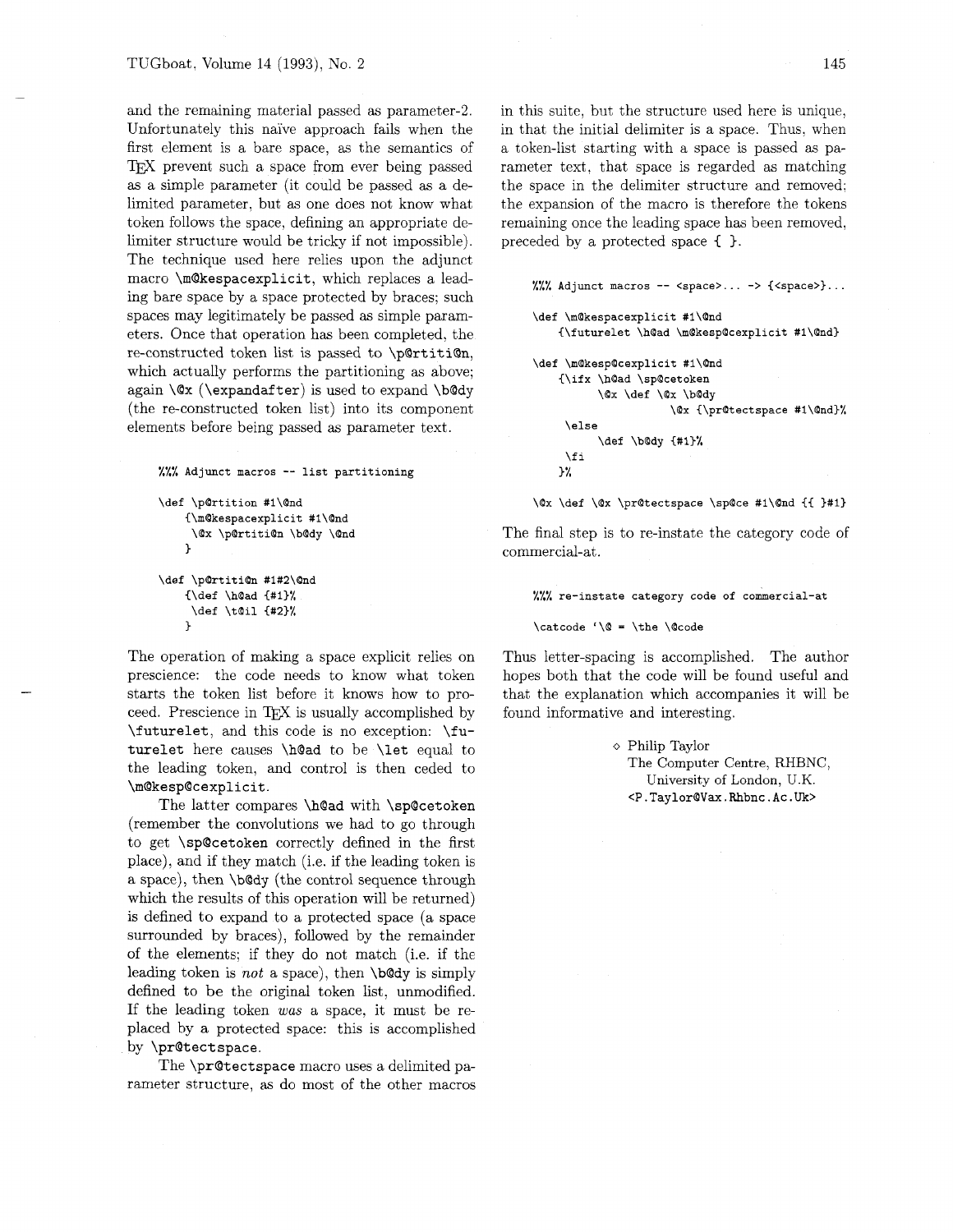and the remaining material passed as parameter-2. Unfortunately this naïve approach fails when the first element is a bare space, as the semantics of TeX prevent such a space from ever being passed as a simple parameter (it could be passed as a delimited parameter, but as one does not know what token follows the space, defining an appropriate delimiter structure would be tricky if not impossible). The technique used here relies upon the adjunct macro `\m@kespacexplicit`, which replaces a leading bare space by a space protected by braces; such spaces may legitimately be passed as simple parameters. Once that operation has been completed, the re-constructed token list is passed to `\p@rtiti@n`, which actually performs the partitioning as above; again `\@x` (`\expandafter`) is used to expand `\b@dy` (the re-constructed token list) into its component elements before being passed as parameter text.

```
%%% Adjunct macros -- list partitioning

\def \p@rtition #1\@nd
    {\m@kespacexplicit #1\@nd
     \@x \p@rtiti@n \b@dy \@nd
    }

\def \p@rtiti@n #1#2\@nd
    {\def \h@ad {#1}%
     \def \t@il {#2}%
    }
```

The operation of making a space explicit relies on prescience: the code needs to know what token starts the token list before it knows how to proceed. Prescience in TeX is usually accomplished by `\futurelet`, and this code is no exception: `\futurelet` here causes `\h@ad` to be `\let` equal to the leading token, and control is then ceded to `\m@kesp@cexplicit`.

The latter compares `\h@ad` with `\sp@cetoken` (remember the convolutions we had to go through to get `\sp@cetoken` correctly defined in the first place), and if they match (i.e. if the leading token is a space), then `\b@dy` (the control sequence through which the results of this operation will be returned) is defined to expand to a protected space (a space surrounded by braces), followed by the remainder of the elements; if they do not match (i.e. if the leading token is *not* a space), then `\b@dy` is simply defined to be the original token list, unmodified. If the leading token *was* a space, it must be replaced by a protected space: this is accomplished by `\pr@tectspace`.

The `\pr@tectspace` macro uses a delimited parameter structure, as do most of the other macros in this suite, but the structure used here is unique, in that the initial delimiter is a space. Thus, when a token-list starting with a space is passed as parameter text, that space is regarded as matching the space in the delimiter structure and removed; the expansion of the macro is therefore the tokens remaining once the leading space has been removed, preceded by a protected space `{ }`.

```
%%% Adjunct macros -- <space>... -> {<space>}...

\def \m@kespacexplicit #1\@nd
    {\futurelet \h@ad \m@kesp@cexplicit #1\@nd}

\def \m@kesp@cexplicit #1\@nd
    {\ifx \h@ad \sp@cetoken
          \@x \def \@x \b@dy
                   \@x {\pr@tectspace #1\@nd}%
     \else
          \def \b@dy {#1}%
     \fi
    }%

\@x \def \@x \pr@tectspace \sp@ce #1\@nd {{ }#1}
```

The final step is to re-instate the category code of commercial-at.

```
%%% re-instate category code of commercial-at

\catcode `\@ = \the \@code
```

Thus letter-spacing is accomplished. The author hopes both that the code will be found useful and that the explanation which accompanies it will be found informative and interesting.

◇ Philip Taylor
The Computer Centre, RHBNC,
University of London, U.K.
<P.Taylor@Vax.Rhbnc.Ac.Uk>